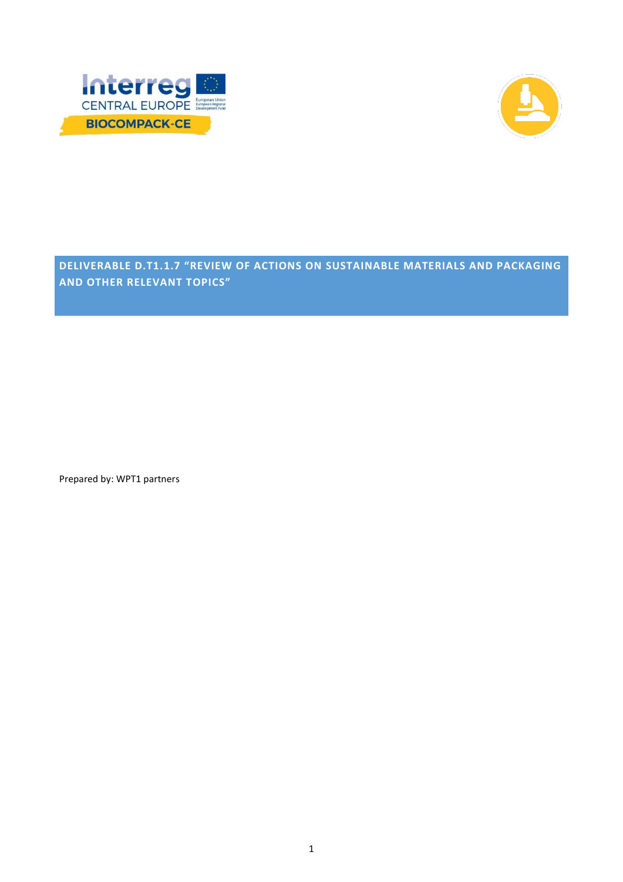# DELIVERABLE D.T1.1.7 "REVIEW OF ACTIONS ON SUSTAINABLE MATERIALS AND PACKAGING AND OTHER RELEVANT TOPICS"

Prepared by: WPT1 partners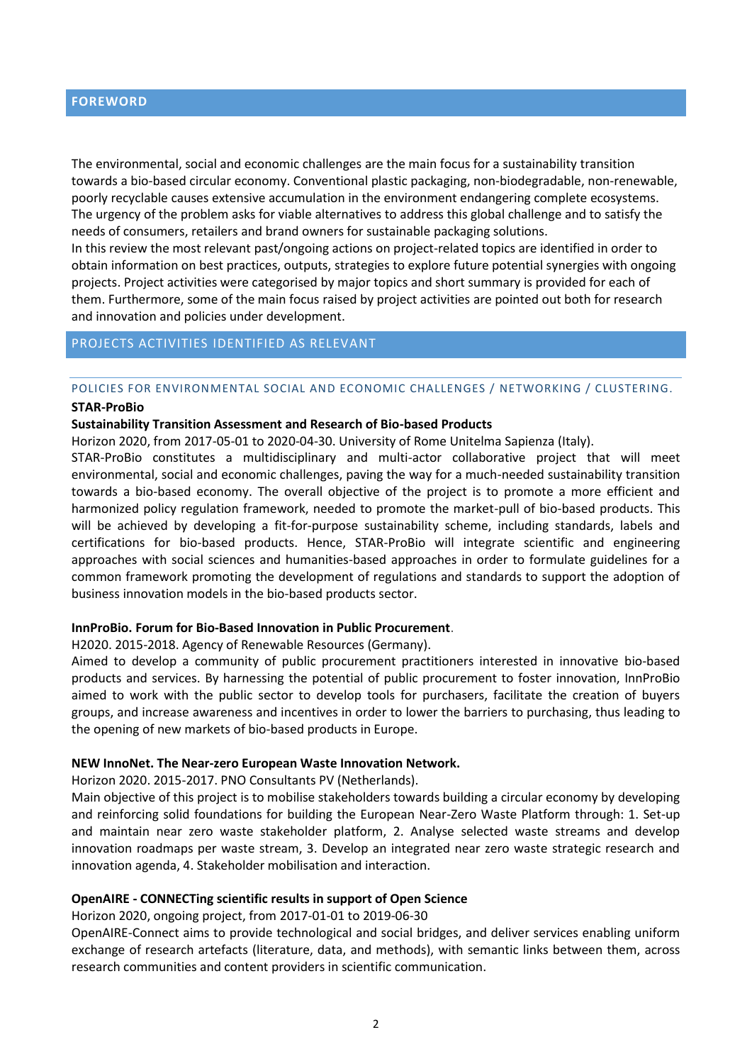## FOREWORD

The environmental, social and economic challenges are the main focus for a sustainability transition towards a bio-based circular economy. Conventional plastic packaging, non-biodegradable, non-renewable, poorly recyclable causes extensive accumulation in the environment endangering complete ecosystems. The urgency of the problem asks for viable alternatives to address this global challenge and to satisfy the needs of consumers, retailers and brand owners for sustainable packaging solutions.
In this review the most relevant past/ongoing actions on project-related topics are identified in order to obtain information on best practices, outputs, strategies to explore future potential synergies with ongoing projects. Project activities were categorised by major topics and short summary is provided for each of them. Furthermore, some of the main focus raised by project activities are pointed out both for research and innovation and policies under development.

## PROJECTS ACTIVITIES IDENTIFIED AS RELEVANT

### POLICIES FOR ENVIRONMENTAL SOCIAL AND ECONOMIC CHALLENGES / NETWORKING / CLUSTERING.

**STAR-ProBio**

**Sustainability Transition Assessment and Research of Bio-based Products**

Horizon 2020, from 2017-05-01 to 2020-04-30. University of Rome Unitelma Sapienza (Italy).

STAR-ProBio constitutes a multidisciplinary and multi-actor collaborative project that will meet environmental, social and economic challenges, paving the way for a much-needed sustainability transition towards a bio-based economy. The overall objective of the project is to promote a more efficient and harmonized policy regulation framework, needed to promote the market-pull of bio-based products. This will be achieved by developing a fit-for-purpose sustainability scheme, including standards, labels and certifications for bio-based products. Hence, STAR-ProBio will integrate scientific and engineering approaches with social sciences and humanities-based approaches in order to formulate guidelines for a common framework promoting the development of regulations and standards to support the adoption of business innovation models in the bio-based products sector.

**InnProBio. Forum for Bio-Based Innovation in Public Procurement**.

H2020. 2015-2018. Agency of Renewable Resources (Germany).

Aimed to develop a community of public procurement practitioners interested in innovative bio-based products and services. By harnessing the potential of public procurement to foster innovation, InnProBio aimed to work with the public sector to develop tools for purchasers, facilitate the creation of buyers groups, and increase awareness and incentives in order to lower the barriers to purchasing, thus leading to the opening of new markets of bio-based products in Europe.

**NEW InnoNet. The Near-zero European Waste Innovation Network.**

Horizon 2020. 2015-2017. PNO Consultants PV (Netherlands).

Main objective of this project is to mobilise stakeholders towards building a circular economy by developing and reinforcing solid foundations for building the European Near-Zero Waste Platform through: 1. Set-up and maintain near zero waste stakeholder platform, 2. Analyse selected waste streams and develop innovation roadmaps per waste stream, 3. Develop an integrated near zero waste strategic research and innovation agenda, 4. Stakeholder mobilisation and interaction.

**OpenAIRE - CONNECTing scientific results in support of Open Science**

Horizon 2020, ongoing project, from 2017-01-01 to 2019-06-30

OpenAIRE-Connect aims to provide technological and social bridges, and deliver services enabling uniform exchange of research artefacts (literature, data, and methods), with semantic links between them, across research communities and content providers in scientific communication.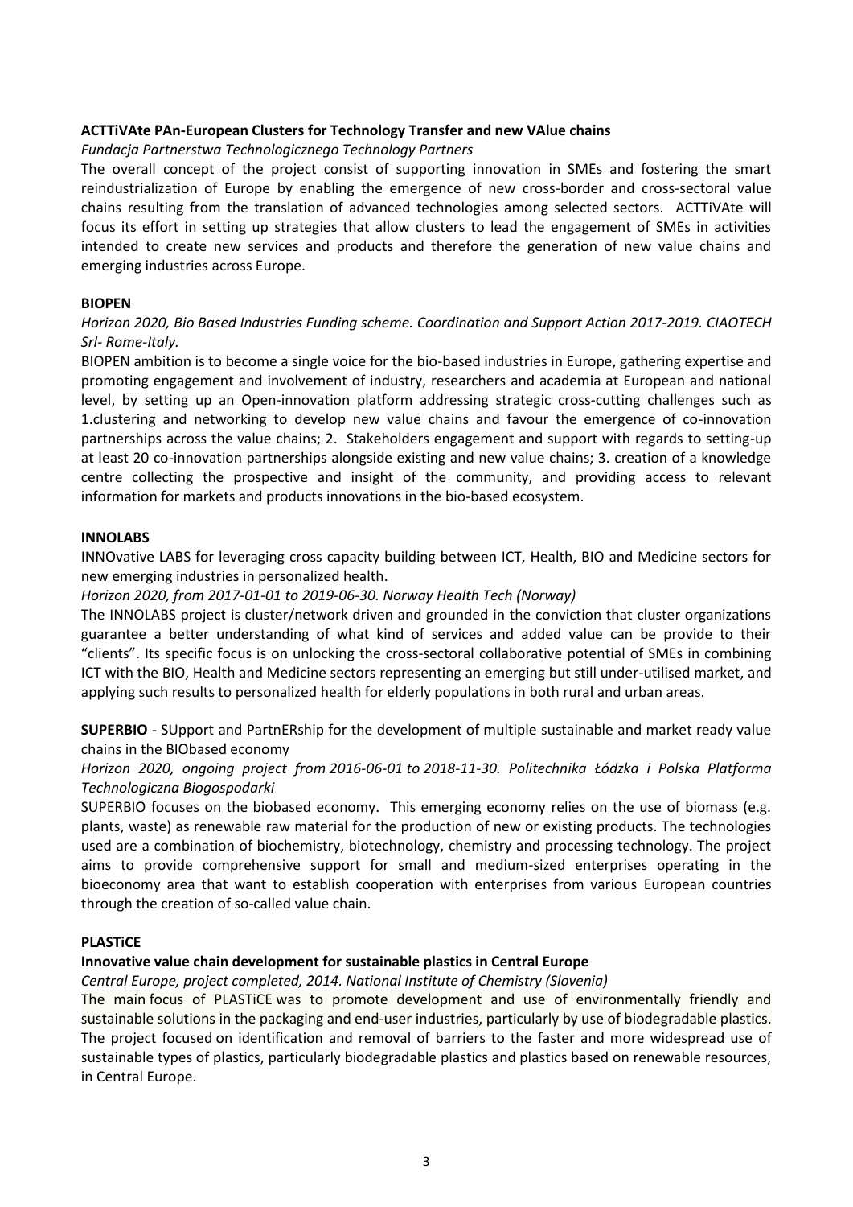**ACTTiVAte PAn-European Clusters for Technology Transfer and new VAlue chains**

*Fundacja Partnerstwa Technologicznego Technology Partners*

The overall concept of the project consist of supporting innovation in SMEs and fostering the smart reindustrialization of Europe by enabling the emergence of new cross-border and cross-sectoral value chains resulting from the translation of advanced technologies among selected sectors. ACTTiVAte will focus its effort in setting up strategies that allow clusters to lead the engagement of SMEs in activities intended to create new services and products and therefore the generation of new value chains and emerging industries across Europe.

**BIOPEN**

*Horizon 2020, Bio Based Industries Funding scheme. Coordination and Support Action 2017-2019. CIAOTECH Srl- Rome-Italy.*

BIOPEN ambition is to become a single voice for the bio-based industries in Europe, gathering expertise and promoting engagement and involvement of industry, researchers and academia at European and national level, by setting up an Open-innovation platform addressing strategic cross-cutting challenges such as 1.clustering and networking to develop new value chains and favour the emergence of co-innovation partnerships across the value chains; 2. Stakeholders engagement and support with regards to setting-up at least 20 co-innovation partnerships alongside existing and new value chains; 3. creation of a knowledge centre collecting the prospective and insight of the community, and providing access to relevant information for markets and products innovations in the bio-based ecosystem.

**INNOLABS**

INNOvative LABS for leveraging cross capacity building between ICT, Health, BIO and Medicine sectors for new emerging industries in personalized health.

*Horizon 2020, from 2017-01-01 to 2019-06-30. Norway Health Tech (Norway)*

The INNOLABS project is cluster/network driven and grounded in the conviction that cluster organizations guarantee a better understanding of what kind of services and added value can be provide to their "clients". Its specific focus is on unlocking the cross-sectoral collaborative potential of SMEs in combining ICT with the BIO, Health and Medicine sectors representing an emerging but still under-utilised market, and applying such results to personalized health for elderly populations in both rural and urban areas.

**SUPERBIO** - SUpport and PartnERship for the development of multiple sustainable and market ready value chains in the BIObased economy

*Horizon 2020, ongoing project from 2016-06-01 to 2018-11-30. Politechnika Łódzka i Polska Platforma Technologiczna Biogospodarki*

SUPERBIO focuses on the biobased economy. This emerging economy relies on the use of biomass (e.g. plants, waste) as renewable raw material for the production of new or existing products. The technologies used are a combination of biochemistry, biotechnology, chemistry and processing technology. The project aims to provide comprehensive support for small and medium-sized enterprises operating in the bioeconomy area that want to establish cooperation with enterprises from various European countries through the creation of so-called value chain.

**PLASTiCE**

**Innovative value chain development for sustainable plastics in Central Europe**

*Central Europe, project completed, 2014. National Institute of Chemistry (Slovenia)*

The main focus of PLASTiCE was to promote development and use of environmentally friendly and sustainable solutions in the packaging and end-user industries, particularly by use of biodegradable plastics. The project focused on identification and removal of barriers to the faster and more widespread use of sustainable types of plastics, particularly biodegradable plastics and plastics based on renewable resources, in Central Europe.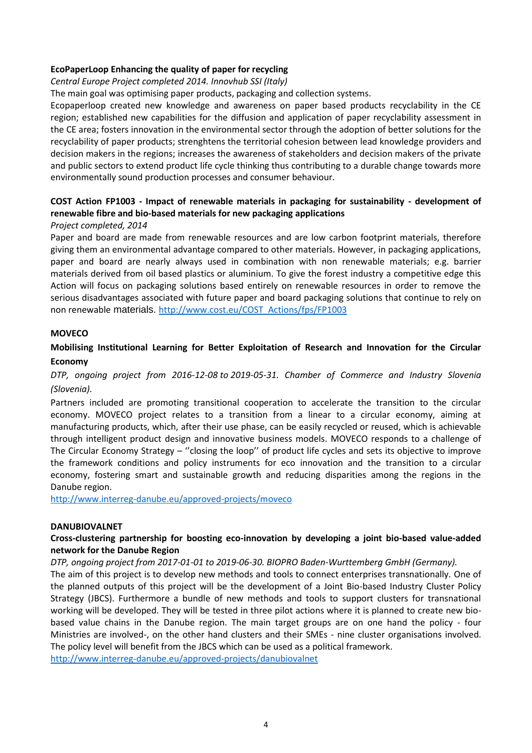**EcoPaperLoop Enhancing the quality of paper for recycling**

*Central Europe Project completed 2014. Innovhub SSI (Italy)*

The main goal was optimising paper products, packaging and collection systems.

Ecopaperloop created new knowledge and awareness on paper based products recyclability in the CE region; established new capabilities for the diffusion and application of paper recyclability assessment in the CE area; fosters innovation in the environmental sector through the adoption of better solutions for the recyclability of paper products; strenghtens the territorial cohesion between lead knowledge providers and decision makers in the regions; increases the awareness of stakeholders and decision makers of the private and public sectors to extend product life cycle thinking thus contributing to a durable change towards more environmentally sound production processes and consumer behaviour.

**COST Action FP1003 - Impact of renewable materials in packaging for sustainability - development of renewable fibre and bio-based materials for new packaging applications**

*Project completed, 2014*

Paper and board are made from renewable resources and are low carbon footprint materials, therefore giving them an environmental advantage compared to other materials. However, in packaging applications, paper and board are nearly always used in combination with non renewable materials; e.g. barrier materials derived from oil based plastics or aluminium. To give the forest industry a competitive edge this Action will focus on packaging solutions based entirely on renewable resources in order to remove the serious disadvantages associated with future paper and board packaging solutions that continue to rely on non renewable materials. http://www.cost.eu/COST_Actions/fps/FP1003

**MOVECO**

**Mobilising Institutional Learning for Better Exploitation of Research and Innovation for the Circular Economy**

*DTP, ongoing project from 2016-12-08 to 2019-05-31. Chamber of Commerce and Industry Slovenia (Slovenia).*

Partners included are promoting transitional cooperation to accelerate the transition to the circular economy. MOVECO project relates to a transition from a linear to a circular economy, aiming at manufacturing products, which, after their use phase, can be easily recycled or reused, which is achievable through intelligent product design and innovative business models. MOVECO responds to a challenge of The Circular Economy Strategy – ''closing the loop'' of product life cycles and sets its objective to improve the framework conditions and policy instruments for eco innovation and the transition to a circular economy, fostering smart and sustainable growth and reducing disparities among the regions in the Danube region.

http://www.interreg-danube.eu/approved-projects/moveco

**DANUBIOVALNET**

**Cross-clustering partnership for boosting eco-innovation by developing a joint bio-based value-added network for the Danube Region**

*DTP, ongoing project from 2017-01-01 to 2019-06-30. BIOPRO Baden-Wurttemberg GmbH (Germany).*

The aim of this project is to develop new methods and tools to connect enterprises transnationally. One of the planned outputs of this project will be the development of a Joint Bio-based Industry Cluster Policy Strategy (JBCS). Furthermore a bundle of new methods and tools to support clusters for transnational working will be developed. They will be tested in three pilot actions where it is planned to create new bio-based value chains in the Danube region. The main target groups are on one hand the policy - four Ministries are involved-, on the other hand clusters and their SMEs - nine cluster organisations involved. The policy level will benefit from the JBCS which can be used as a political framework.

http://www.interreg-danube.eu/approved-projects/danubiovalnet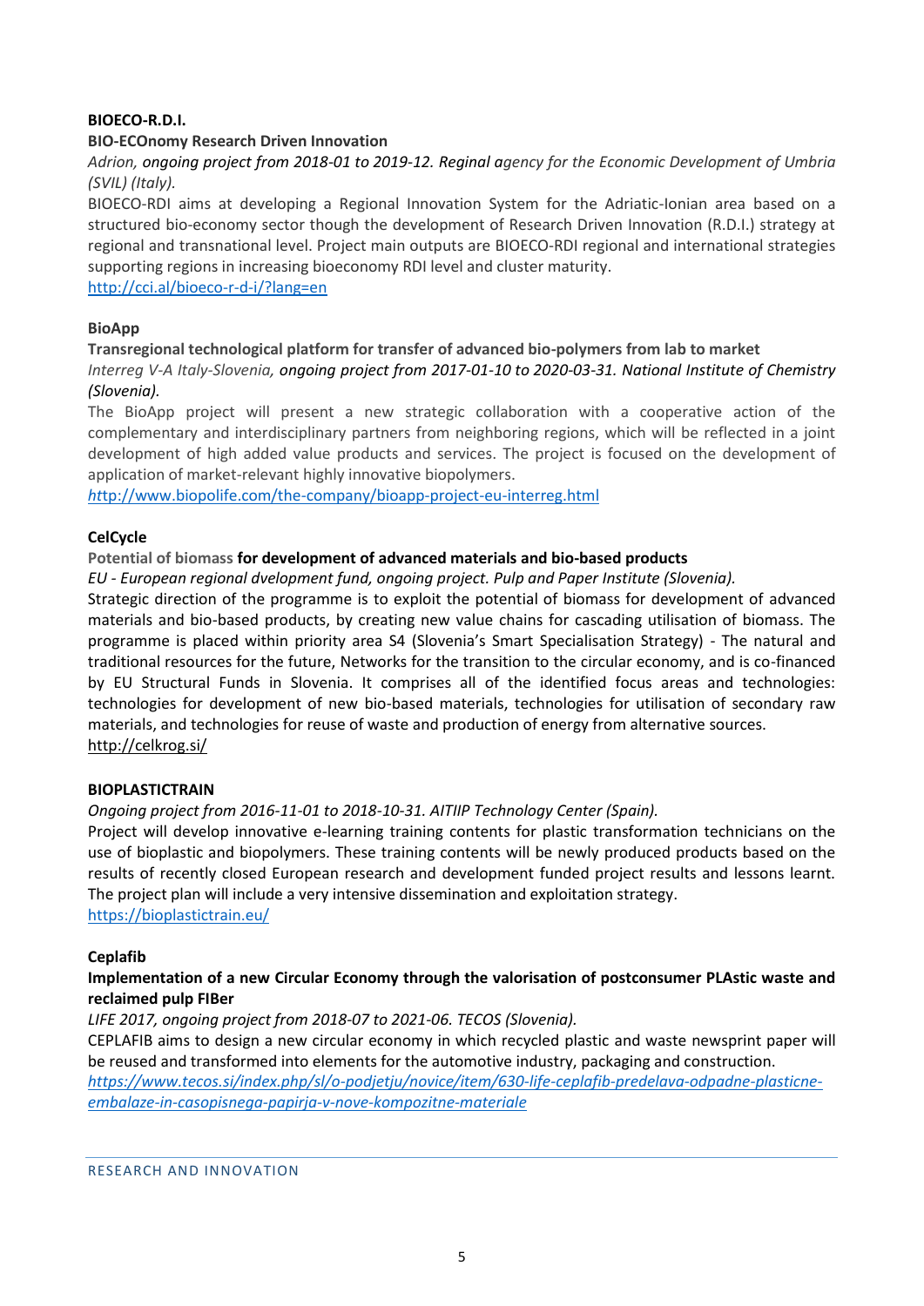**BIOECO-R.D.I.**

**BIO-ECOnomy Research Driven Innovation**

*Adrion, ongoing project from 2018-01 to 2019-12. Reginal agency for the Economic Development of Umbria (SVIL) (Italy).*

BIOECO-RDI aims at developing a Regional Innovation System for the Adriatic-Ionian area based on a structured bio-economy sector though the development of Research Driven Innovation (R.D.I.) strategy at regional and transnational level. Project main outputs are BIOECO-RDI regional and international strategies supporting regions in increasing bioeconomy RDI level and cluster maturity.

http://cci.al/bioeco-r-d-i/?lang=en

**BioApp**

**Transregional technological platform for transfer of advanced bio-polymers from lab to market**

*Interreg V-A Italy-Slovenia, ongoing project from 2017-01-10 to 2020-03-31. National Institute of Chemistry (Slovenia).*

The BioApp project will present a new strategic collaboration with a cooperative action of the complementary and interdisciplinary partners from neighboring regions, which will be reflected in a joint development of high added value products and services. The project is focused on the development of application of market-relevant highly innovative biopolymers.

*h*ttp://www.biopolife.com/the-company/bioapp-project-eu-interreg.html

**CelCycle**

**Potential of biomass for development of advanced materials and bio-based products**

*EU - European regional dvelopment fund, ongoing project. Pulp and Paper Institute (Slovenia).*

Strategic direction of the programme is to exploit the potential of biomass for development of advanced materials and bio-based products, by creating new value chains for cascading utilisation of biomass. The programme is placed within priority area S4 (Slovenia's Smart Specialisation Strategy) - The natural and traditional resources for the future, Networks for the transition to the circular economy, and is co-financed by EU Structural Funds in Slovenia. It comprises all of the identified focus areas and technologies: technologies for development of new bio-based materials, technologies for utilisation of secondary raw materials, and technologies for reuse of waste and production of energy from alternative sources.

http://celkrog.si/

**BIOPLASTICTRAIN**

*Ongoing project from 2016-11-01 to 2018-10-31. AITIIP Technology Center (Spain).*

Project will develop innovative e-learning training contents for plastic transformation technicians on the use of bioplastic and biopolymers. These training contents will be newly produced products based on the results of recently closed European research and development funded project results and lessons learnt. The project plan will include a very intensive dissemination and exploitation strategy.

https://bioplastictrain.eu/

**Ceplafib**

**Implementation of a new Circular Economy through the valorisation of postconsumer PLAstic waste and reclaimed pulp FIBer**

*LIFE 2017, ongoing project from 2018-07 to 2021-06. TECOS (Slovenia).*

CEPLAFIB aims to design a new circular economy in which recycled plastic and waste newsprint paper will be reused and transformed into elements for the automotive industry, packaging and construction.

*https://www.tecos.si/index.php/sl/o-podjetju/novice/item/630-life-ceplafib-predelava-odpadne-plasticne-embalaze-in-casopisnega-papirja-v-nove-kompozitne-materiale*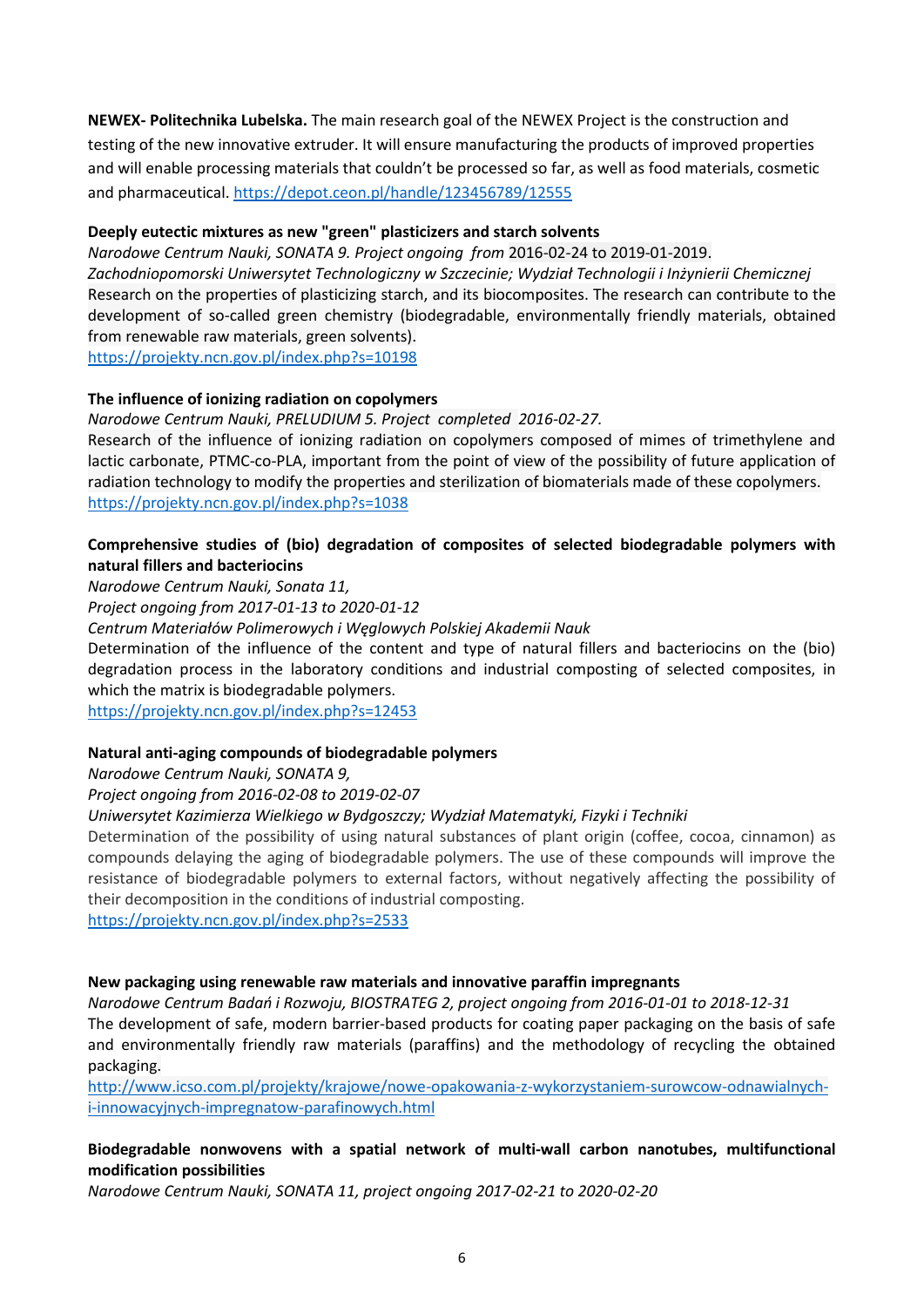**NEWEX- Politechnika Lubelska.** The main research goal of the NEWEX Project is the construction and testing of the new innovative extruder. It will ensure manufacturing the products of improved properties and will enable processing materials that couldn't be processed so far, as well as food materials, cosmetic and pharmaceutical. https://depot.ceon.pl/handle/123456789/12555

**Deeply eutectic mixtures as new "green" plasticizers and starch solvents**

*Narodowe Centrum Nauki, SONATA 9. Project ongoing from* 2016-02-24 to 2019-01-2019.
*Zachodniopomorski Uniwersytet Technologiczny w Szczecinie; Wydział Technologii i Inżynierii Chemicznej*
Research on the properties of plasticizing starch, and its biocomposites. The research can contribute to the development of so-called green chemistry (biodegradable, environmentally friendly materials, obtained from renewable raw materials, green solvents).
https://projekty.ncn.gov.pl/index.php?s=10198

**The influence of ionizing radiation on copolymers**

*Narodowe Centrum Nauki, PRELUDIUM 5. Project completed 2016-02-27.*
Research of the influence of ionizing radiation on copolymers composed of mimes of trimethylene and lactic carbonate, PTMC-co-PLA, important from the point of view of the possibility of future application of radiation technology to modify the properties and sterilization of biomaterials made of these copolymers.
https://projekty.ncn.gov.pl/index.php?s=1038

**Comprehensive studies of (bio) degradation of composites of selected biodegradable polymers with natural fillers and bacteriocins**

*Narodowe Centrum Nauki, Sonata 11,*
*Project ongoing from 2017-01-13 to 2020-01-12*
*Centrum Materiałów Polimerowych i Węglowych Polskiej Akademii Nauk*
Determination of the influence of the content and type of natural fillers and bacteriocins on the (bio) degradation process in the laboratory conditions and industrial composting of selected composites, in which the matrix is biodegradable polymers.
https://projekty.ncn.gov.pl/index.php?s=12453

**Natural anti-aging compounds of biodegradable polymers**

*Narodowe Centrum Nauki, SONATA 9,*
*Project ongoing from 2016-02-08 to 2019-02-07*
*Uniwersytet Kazimierza Wielkiego w Bydgoszczy; Wydział Matematyki, Fizyki i Techniki*
Determination of the possibility of using natural substances of plant origin (coffee, cocoa, cinnamon) as compounds delaying the aging of biodegradable polymers. The use of these compounds will improve the resistance of biodegradable polymers to external factors, without negatively affecting the possibility of their decomposition in the conditions of industrial composting.
https://projekty.ncn.gov.pl/index.php?s=2533

**New packaging using renewable raw materials and innovative paraffin impregnants**

*Narodowe Centrum Badań i Rozwoju, BIOSTRATEG 2, project ongoing from 2016-01-01 to 2018-12-31*
The development of safe, modern barrier-based products for coating paper packaging on the basis of safe and environmentally friendly raw materials (paraffins) and the methodology of recycling the obtained packaging.
http://www.icso.com.pl/projekty/krajowe/nowe-opakowania-z-wykorzystaniem-surowcow-odnawialnych-i-innowacyjnych-impregnatow-parafinowych.html

**Biodegradable nonwovens with a spatial network of multi-wall carbon nanotubes, multifunctional modification possibilities**

*Narodowe Centrum Nauki, SONATA 11, project ongoing 2017-02-21 to 2020-02-20*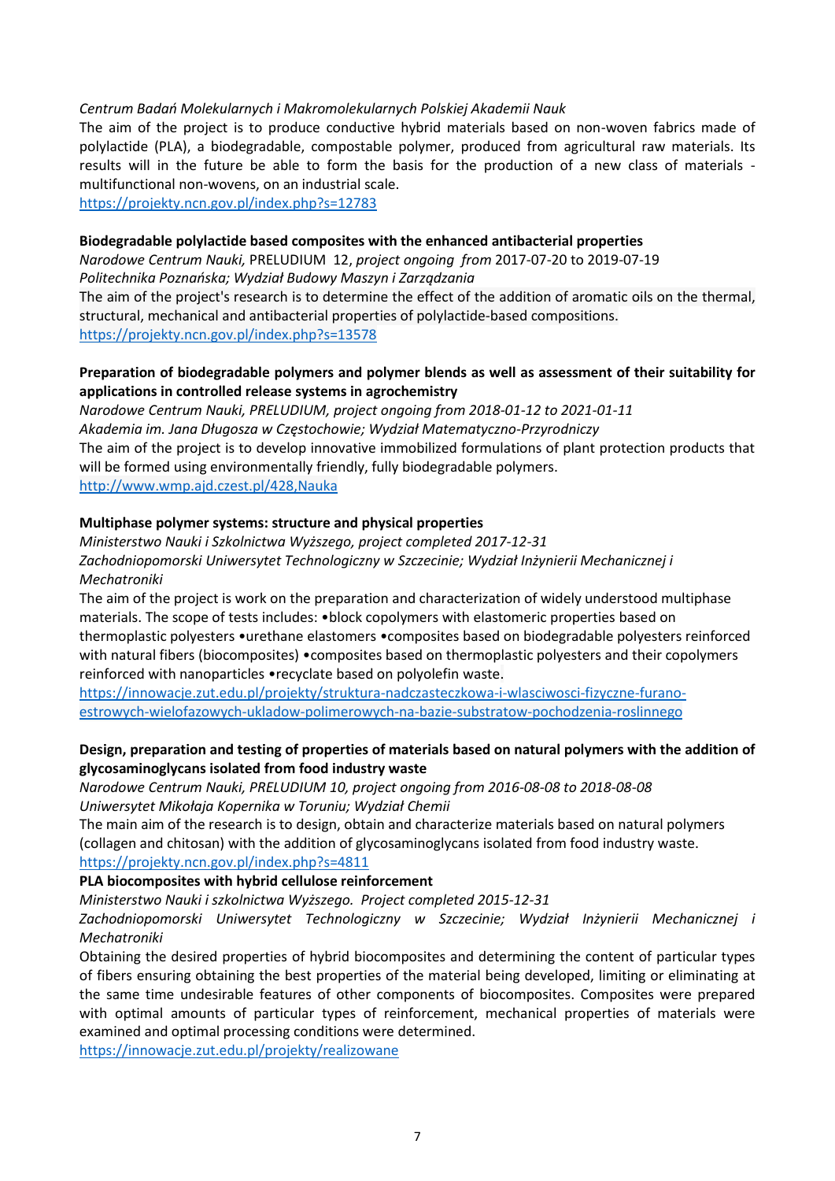*Centrum Badań Molekularnych i Makromolekularnych Polskiej Akademii Nauk*

The aim of the project is to produce conductive hybrid materials based on non-woven fabrics made of polylactide (PLA), a biodegradable, compostable polymer, produced from agricultural raw materials. Its results will in the future be able to form the basis for the production of a new class of materials - multifunctional non-wovens, on an industrial scale.

https://projekty.ncn.gov.pl/index.php?s=12783

**Biodegradable polylactide based composites with the enhanced antibacterial properties**

*Narodowe Centrum Nauki,* PRELUDIUM 12, *project ongoing from* 2017-07-20 to 2019-07-19

*Politechnika Poznańska; Wydział Budowy Maszyn i Zarządzania*

The aim of the project's research is to determine the effect of the addition of aromatic oils on the thermal, structural, mechanical and antibacterial properties of polylactide-based compositions.

https://projekty.ncn.gov.pl/index.php?s=13578

**Preparation of biodegradable polymers and polymer blends as well as assessment of their suitability for applications in controlled release systems in agrochemistry**

*Narodowe Centrum Nauki, PRELUDIUM, project ongoing from 2018-01-12 to 2021-01-11*

*Akademia im. Jana Długosza w Częstochowie; Wydział Matematyczno-Przyrodniczy*

The aim of the project is to develop innovative immobilized formulations of plant protection products that will be formed using environmentally friendly, fully biodegradable polymers.

http://www.wmp.ajd.czest.pl/428,Nauka

**Multiphase polymer systems: structure and physical properties**

*Ministerstwo Nauki i Szkolnictwa Wyższego, project completed 2017-12-31*

*Zachodniopomorski Uniwersytet Technologiczny w Szczecinie; Wydział Inżynierii Mechanicznej i Mechatroniki*

The aim of the project is work on the preparation and characterization of widely understood multiphase materials. The scope of tests includes: •block copolymers with elastomeric properties based on thermoplastic polyesters •urethane elastomers •composites based on biodegradable polyesters reinforced with natural fibers (biocomposites) •composites based on thermoplastic polyesters and their copolymers reinforced with nanoparticles •recyclate based on polyolefin waste.

https://innowacje.zut.edu.pl/projekty/struktura-nadczasteczkowa-i-wlasciwosci-fizyczne-furano-estrowych-wielofazowych-ukladow-polimerowych-na-bazie-substratow-pochodzenia-roslinnego

**Design, preparation and testing of properties of materials based on natural polymers with the addition of glycosaminoglycans isolated from food industry waste**

*Narodowe Centrum Nauki, PRELUDIUM 10, project ongoing from 2016-08-08 to 2018-08-08*

*Uniwersytet Mikołaja Kopernika w Toruniu; Wydział Chemii*

The main aim of the research is to design, obtain and characterize materials based on natural polymers (collagen and chitosan) with the addition of glycosaminoglycans isolated from food industry waste.

https://projekty.ncn.gov.pl/index.php?s=4811

**PLA biocomposites with hybrid cellulose reinforcement**

*Ministerstwo Nauki i szkolnictwa Wyższego. Project completed 2015-12-31*

*Zachodniopomorski Uniwersytet Technologiczny w Szczecinie; Wydział Inżynierii Mechanicznej i Mechatroniki*

Obtaining the desired properties of hybrid biocomposites and determining the content of particular types of fibers ensuring obtaining the best properties of the material being developed, limiting or eliminating at the same time undesirable features of other components of biocomposites. Composites were prepared with optimal amounts of particular types of reinforcement, mechanical properties of materials were examined and optimal processing conditions were determined.

https://innowacje.zut.edu.pl/projekty/realizowane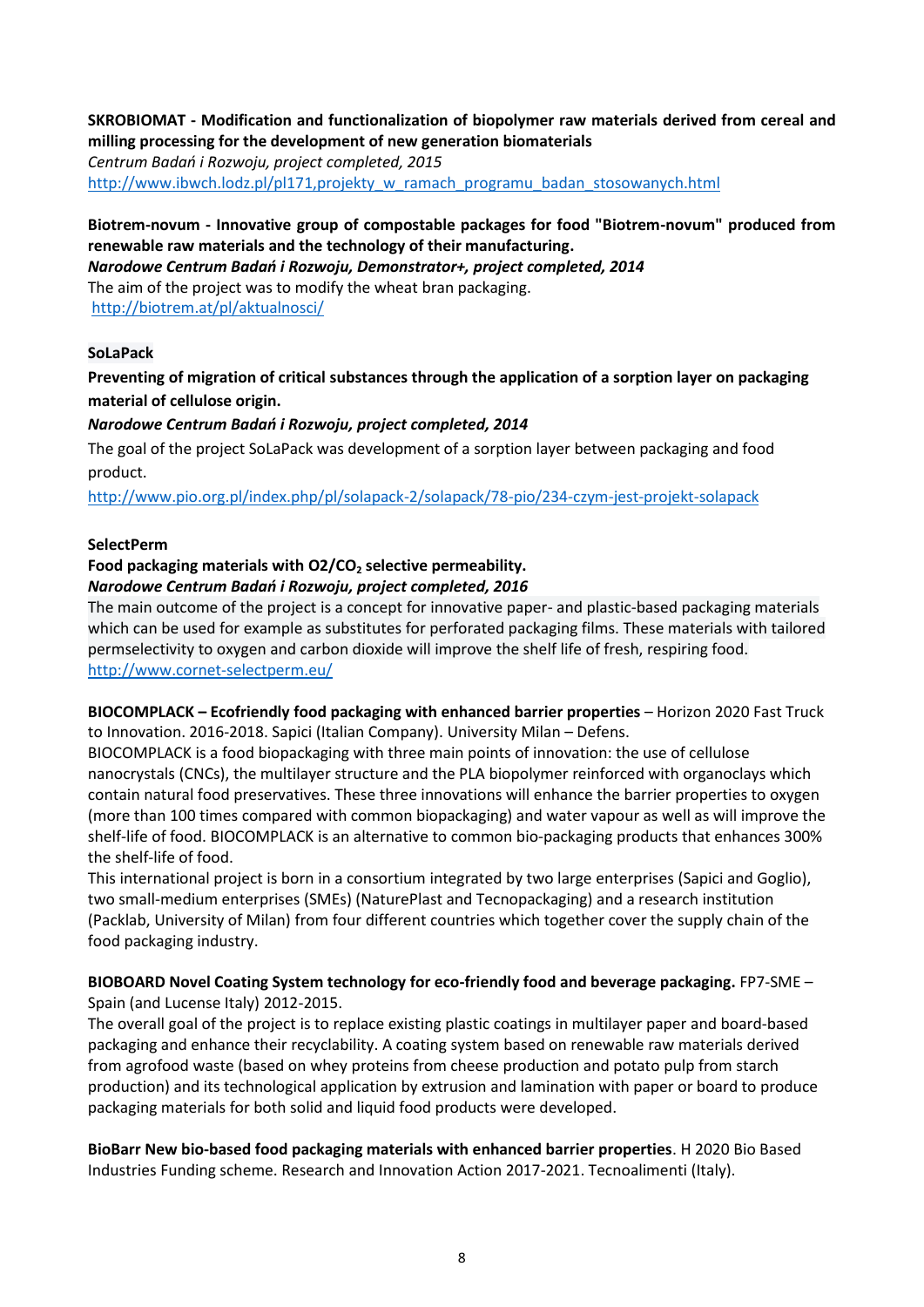**SKROBIOMAT - Modification and functionalization of biopolymer raw materials derived from cereal and milling processing for the development of new generation biomaterials**
*Centrum Badań i Rozwoju, project completed, 2015*
http://www.ibwch.lodz.pl/pl171,projekty_w_ramach_programu_badan_stosowanych.html

**Biotrem-novum - Innovative group of compostable packages for food "Biotrem-novum" produced from renewable raw materials and the technology of their manufacturing.**
***Narodowe Centrum Badań i Rozwoju, Demonstrator+, project completed, 2014***
The aim of the project was to modify the wheat bran packaging.
http://biotrem.at/pl/aktualnosci/

**SoLaPack**

**Preventing of migration of critical substances through the application of a sorption layer on packaging material of cellulose origin.**

***Narodowe Centrum Badań i Rozwoju, project completed, 2014***

The goal of the project SoLaPack was development of a sorption layer between packaging and food product.

http://www.pio.org.pl/index.php/pl/solapack-2/solapack/78-pio/234-czym-jest-projekt-solapack

**SelectPerm**

**Food packaging materials with O2/$CO_2$ selective permeability.**
***Narodowe Centrum Badań i Rozwoju, project completed, 2016***
The main outcome of the project is a concept for innovative paper- and plastic-based packaging materials which can be used for example as substitutes for perforated packaging films. These materials with tailored permselectivity to oxygen and carbon dioxide will improve the shelf life of fresh, respiring food.
http://www.cornet-selectperm.eu/

**BIOCOMPLACK – Ecofriendly food packaging with enhanced barrier properties** – Horizon 2020 Fast Truck to Innovation. 2016-2018. Sapici (Italian Company). University Milan – Defens.
BIOCOMPLACK is a food biopackaging with three main points of innovation: the use of cellulose nanocrystals (CNCs), the multilayer structure and the PLA biopolymer reinforced with organoclays which contain natural food preservatives. These three innovations will enhance the barrier properties to oxygen (more than 100 times compared with common biopackaging) and water vapour as well as will improve the shelf-life of food. BIOCOMPLACK is an alternative to common bio-packaging products that enhances 300% the shelf-life of food.
This international project is born in a consortium integrated by two large enterprises (Sapici and Goglio), two small-medium enterprises (SMEs) (NaturePlast and Tecnopackaging) and a research institution (Packlab, University of Milan) from four different countries which together cover the supply chain of the food packaging industry.

**BIOBOARD Novel Coating System technology for eco-friendly food and beverage packaging.** FP7-SME – Spain (and Lucense Italy) 2012-2015.
The overall goal of the project is to replace existing plastic coatings in multilayer paper and board-based packaging and enhance their recyclability. A coating system based on renewable raw materials derived from agrofood waste (based on whey proteins from cheese production and potato pulp from starch production) and its technological application by extrusion and lamination with paper or board to produce packaging materials for both solid and liquid food products were developed.

**BioBarr New bio-based food packaging materials with enhanced barrier properties**. H 2020 Bio Based Industries Funding scheme. Research and Innovation Action 2017-2021. Tecnoalimenti (Italy).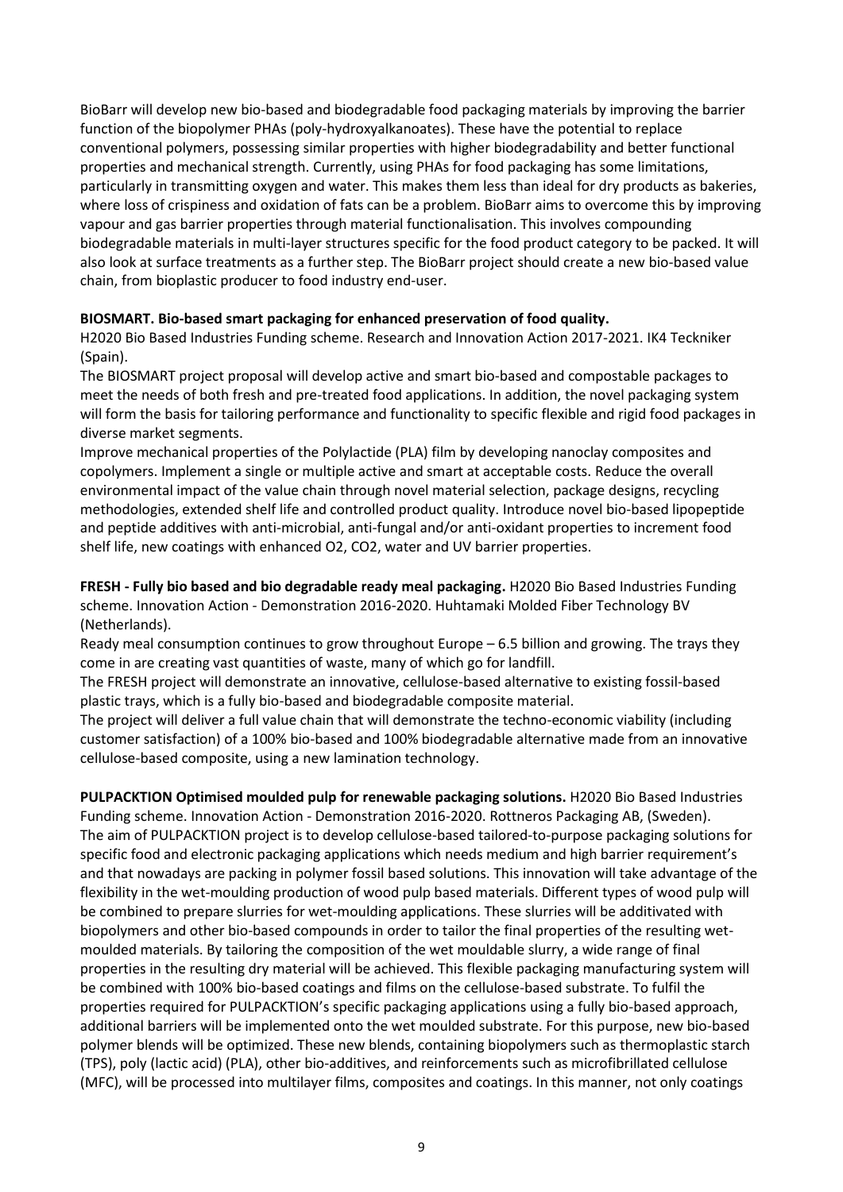BioBarr will develop new bio-based and biodegradable food packaging materials by improving the barrier function of the biopolymer PHAs (poly-hydroxyalkanoates). These have the potential to replace conventional polymers, possessing similar properties with higher biodegradability and better functional properties and mechanical strength. Currently, using PHAs for food packaging has some limitations, particularly in transmitting oxygen and water. This makes them less than ideal for dry products as bakeries, where loss of crispiness and oxidation of fats can be a problem. BioBarr aims to overcome this by improving vapour and gas barrier properties through material functionalisation. This involves compounding biodegradable materials in multi-layer structures specific for the food product category to be packed. It will also look at surface treatments as a further step. The BioBarr project should create a new bio-based value chain, from bioplastic producer to food industry end-user.

**BIOSMART. Bio-based smart packaging for enhanced preservation of food quality.**
H2020 Bio Based Industries Funding scheme. Research and Innovation Action 2017-2021. IK4 Teckniker (Spain).

The BIOSMART project proposal will develop active and smart bio-based and compostable packages to meet the needs of both fresh and pre-treated food applications. In addition, the novel packaging system will form the basis for tailoring performance and functionality to specific flexible and rigid food packages in diverse market segments.

Improve mechanical properties of the Polylactide (PLA) film by developing nanoclay composites and copolymers. Implement a single or multiple active and smart at acceptable costs. Reduce the overall environmental impact of the value chain through novel material selection, package designs, recycling methodologies, extended shelf life and controlled product quality. Introduce novel bio-based lipopeptide and peptide additives with anti-microbial, anti-fungal and/or anti-oxidant properties to increment food shelf life, new coatings with enhanced O2, CO2, water and UV barrier properties.

**FRESH - Fully bio based and bio degradable ready meal packaging.** H2020 Bio Based Industries Funding scheme. Innovation Action - Demonstration 2016-2020. Huhtamaki Molded Fiber Technology BV (Netherlands).

Ready meal consumption continues to grow throughout Europe – 6.5 billion and growing. The trays they come in are creating vast quantities of waste, many of which go for landfill.

The FRESH project will demonstrate an innovative, cellulose-based alternative to existing fossil-based plastic trays, which is a fully bio-based and biodegradable composite material.

The project will deliver a full value chain that will demonstrate the techno-economic viability (including customer satisfaction) of a 100% bio-based and 100% biodegradable alternative made from an innovative cellulose-based composite, using a new lamination technology.

**PULPACKTION Optimised moulded pulp for renewable packaging solutions.** H2020 Bio Based Industries Funding scheme. Innovation Action - Demonstration 2016-2020. Rottneros Packaging AB, (Sweden).
The aim of PULPACKTION project is to develop cellulose-based tailored-to-purpose packaging solutions for specific food and electronic packaging applications which needs medium and high barrier requirement's and that nowadays are packing in polymer fossil based solutions. This innovation will take advantage of the flexibility in the wet-moulding production of wood pulp based materials. Different types of wood pulp will be combined to prepare slurries for wet-moulding applications. These slurries will be additivated with biopolymers and other bio-based compounds in order to tailor the final properties of the resulting wet-moulded materials. By tailoring the composition of the wet mouldable slurry, a wide range of final properties in the resulting dry material will be achieved. This flexible packaging manufacturing system will be combined with 100% bio-based coatings and films on the cellulose-based substrate. To fulfil the properties required for PULPACKTION's specific packaging applications using a fully bio-based approach, additional barriers will be implemented onto the wet moulded substrate. For this purpose, new bio-based polymer blends will be optimized. These new blends, containing biopolymers such as thermoplastic starch (TPS), poly (lactic acid) (PLA), other bio-additives, and reinforcements such as microfibrillated cellulose (MFC), will be processed into multilayer films, composites and coatings. In this manner, not only coatings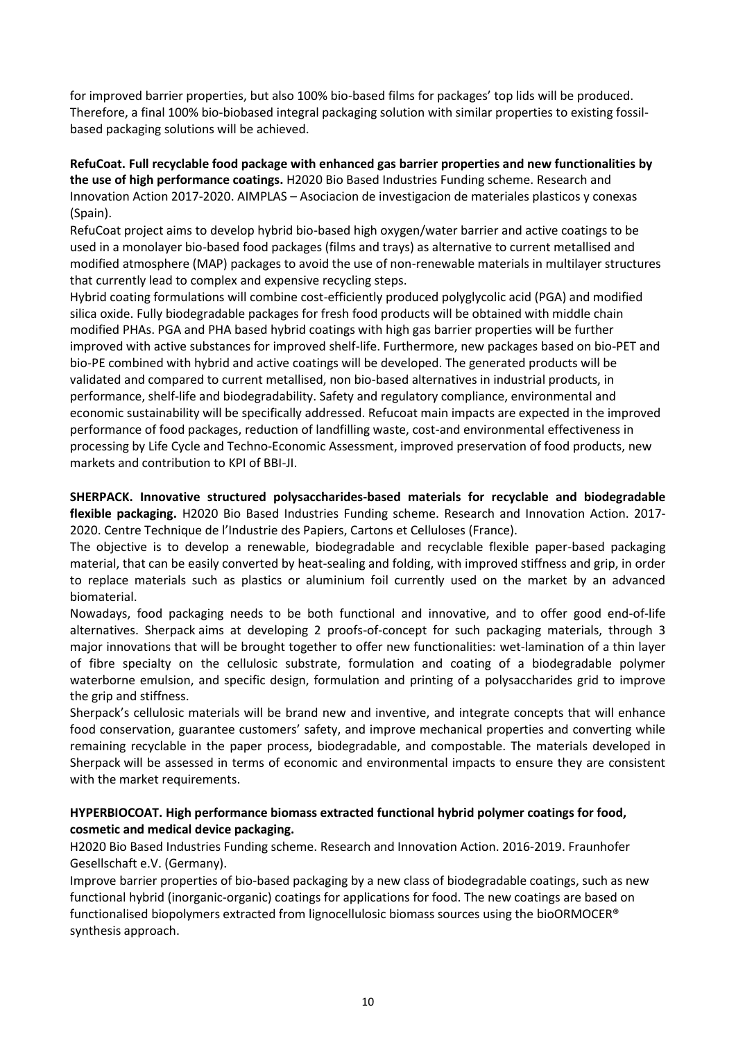for improved barrier properties, but also 100% bio-based films for packages' top lids will be produced. Therefore, a final 100% bio-biobased integral packaging solution with similar properties to existing fossil-based packaging solutions will be achieved.

**RefuCoat. Full recyclable food package with enhanced gas barrier properties and new functionalities by the use of high performance coatings.** H2020 Bio Based Industries Funding scheme. Research and Innovation Action 2017-2020. AIMPLAS – Asociacion de investigacion de materiales plasticos y conexas (Spain).

RefuCoat project aims to develop hybrid bio-based high oxygen/water barrier and active coatings to be used in a monolayer bio-based food packages (films and trays) as alternative to current metallised and modified atmosphere (MAP) packages to avoid the use of non-renewable materials in multilayer structures that currently lead to complex and expensive recycling steps.

Hybrid coating formulations will combine cost-efficiently produced polyglycolic acid (PGA) and modified silica oxide. Fully biodegradable packages for fresh food products will be obtained with middle chain modified PHAs. PGA and PHA based hybrid coatings with high gas barrier properties will be further improved with active substances for improved shelf-life. Furthermore, new packages based on bio-PET and bio-PE combined with hybrid and active coatings will be developed. The generated products will be validated and compared to current metallised, non bio-based alternatives in industrial products, in performance, shelf-life and biodegradability. Safety and regulatory compliance, environmental and economic sustainability will be specifically addressed. Refucoat main impacts are expected in the improved performance of food packages, reduction of landfilling waste, cost-and environmental effectiveness in processing by Life Cycle and Techno-Economic Assessment, improved preservation of food products, new markets and contribution to KPI of BBI-JI.

**SHERPACK. Innovative structured polysaccharides-based materials for recyclable and biodegradable flexible packaging.** H2020 Bio Based Industries Funding scheme. Research and Innovation Action. 2017-2020. Centre Technique de l'Industrie des Papiers, Cartons et Celluloses (France).

The objective is to develop a renewable, biodegradable and recyclable flexible paper-based packaging material, that can be easily converted by heat-sealing and folding, with improved stiffness and grip, in order to replace materials such as plastics or aluminium foil currently used on the market by an advanced biomaterial.

Nowadays, food packaging needs to be both functional and innovative, and to offer good end-of-life alternatives. Sherpack aims at developing 2 proofs-of-concept for such packaging materials, through 3 major innovations that will be brought together to offer new functionalities: wet-lamination of a thin layer of fibre specialty on the cellulosic substrate, formulation and coating of a biodegradable polymer waterborne emulsion, and specific design, formulation and printing of a polysaccharides grid to improve the grip and stiffness.

Sherpack's cellulosic materials will be brand new and inventive, and integrate concepts that will enhance food conservation, guarantee customers' safety, and improve mechanical properties and converting while remaining recyclable in the paper process, biodegradable, and compostable. The materials developed in Sherpack will be assessed in terms of economic and environmental impacts to ensure they are consistent with the market requirements.

**HYPERBIOCOAT. High performance biomass extracted functional hybrid polymer coatings for food, cosmetic and medical device packaging.**

H2020 Bio Based Industries Funding scheme. Research and Innovation Action. 2016-2019. Fraunhofer Gesellschaft e.V. (Germany).

Improve barrier properties of bio-based packaging by a new class of biodegradable coatings, such as new functional hybrid (inorganic-organic) coatings for applications for food. The new coatings are based on functionalised biopolymers extracted from lignocellulosic biomass sources using the bioORMOCER® synthesis approach.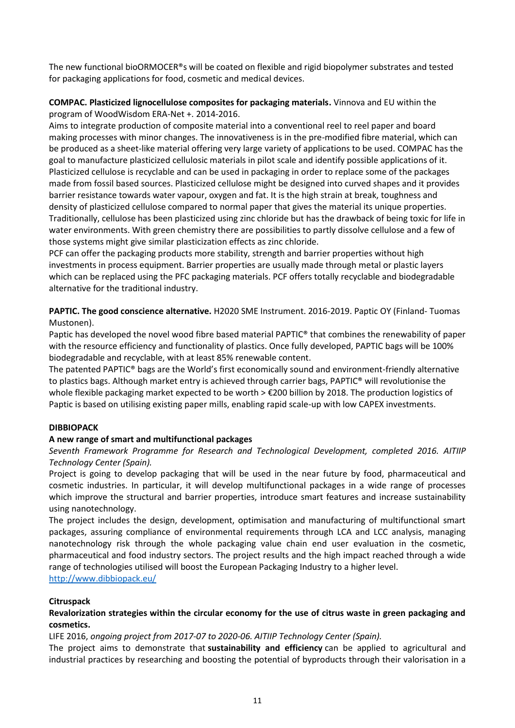The new functional bioORMOCER®s will be coated on flexible and rigid biopolymer substrates and tested for packaging applications for food, cosmetic and medical devices.

**COMPAC. Plasticized lignocellulose composites for packaging materials.** Vinnova and EU within the program of WoodWisdom ERA-Net +. 2014-2016.

Aims to integrate production of composite material into a conventional reel to reel paper and board making processes with minor changes. The innovativeness is in the pre-modified fibre material, which can be produced as a sheet-like material offering very large variety of applications to be used. COMPAC has the goal to manufacture plasticized cellulosic materials in pilot scale and identify possible applications of it. Plasticized cellulose is recyclable and can be used in packaging in order to replace some of the packages made from fossil based sources. Plasticized cellulose might be designed into curved shapes and it provides barrier resistance towards water vapour, oxygen and fat. It is the high strain at break, toughness and density of plasticized cellulose compared to normal paper that gives the material its unique properties. Traditionally, cellulose has been plasticized using zinc chloride but has the drawback of being toxic for life in water environments. With green chemistry there are possibilities to partly dissolve cellulose and a few of those systems might give similar plasticization effects as zinc chloride.

PCF can offer the packaging products more stability, strength and barrier properties without high investments in process equipment. Barrier properties are usually made through metal or plastic layers which can be replaced using the PFC packaging materials. PCF offers totally recyclable and biodegradable alternative for the traditional industry.

**PAPTIC. The good conscience alternative.** H2020 SME Instrument. 2016-2019. Paptic OY (Finland- Tuomas Mustonen).

Paptic has developed the novel wood fibre based material PAPTIC® that combines the renewability of paper with the resource efficiency and functionality of plastics. Once fully developed, PAPTIC bags will be 100% biodegradable and recyclable, with at least 85% renewable content.

The patented PAPTIC® bags are the World's first economically sound and environment-friendly alternative to plastics bags. Although market entry is achieved through carrier bags, PAPTIC® will revolutionise the whole flexible packaging market expected to be worth > €200 billion by 2018. The production logistics of Paptic is based on utilising existing paper mills, enabling rapid scale-up with low CAPEX investments.

**DIBBIOPACK**

**A new range of smart and multifunctional packages**

*Seventh Framework Programme for Research and Technological Development, completed 2016. AITIIP Technology Center (Spain).*

Project is going to develop packaging that will be used in the near future by food, pharmaceutical and cosmetic industries. In particular, it will develop multifunctional packages in a wide range of processes which improve the structural and barrier properties, introduce smart features and increase sustainability using nanotechnology.

The project includes the design, development, optimisation and manufacturing of multifunctional smart packages, assuring compliance of environmental requirements through LCA and LCC analysis, managing nanotechnology risk through the whole packaging value chain end user evaluation in the cosmetic, pharmaceutical and food industry sectors. The project results and the high impact reached through a wide range of technologies utilised will boost the European Packaging Industry to a higher level.

http://www.dibbiopack.eu/

**Citruspack**

**Revalorization strategies within the circular economy for the use of citrus waste in green packaging and cosmetics.**

LIFE 2016, *ongoing project from 2017-07 to 2020-06. AITIIP Technology Center (Spain).*

The project aims to demonstrate that **sustainability and efficiency** can be applied to agricultural and industrial practices by researching and boosting the potential of byproducts through their valorisation in a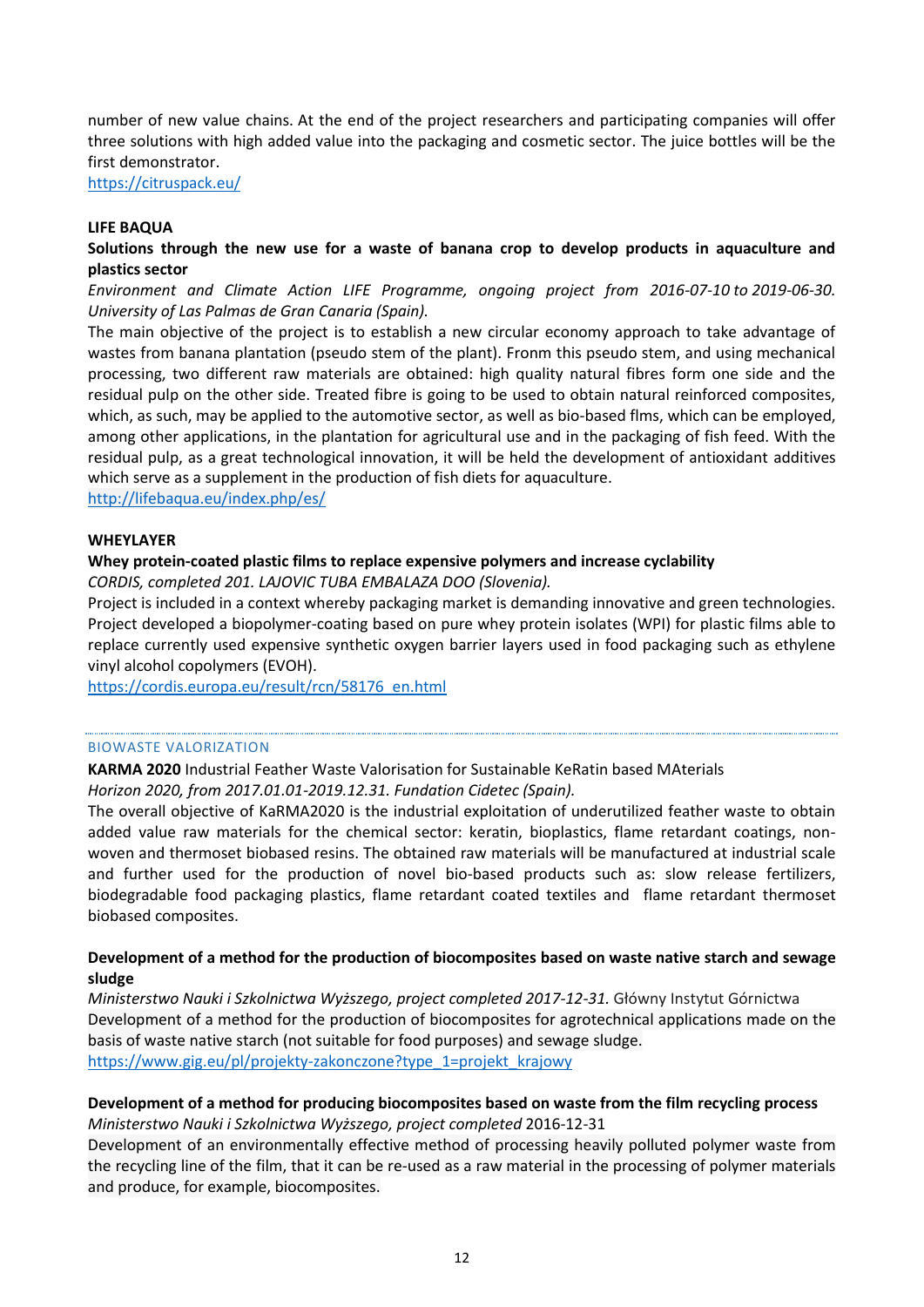number of new value chains. At the end of the project researchers and participating companies will offer three solutions with high added value into the packaging and cosmetic sector. The juice bottles will be the first demonstrator.
https://citruspack.eu/

**LIFE BAQUA**

**Solutions through the new use for a waste of banana crop to develop products in aquaculture and plastics sector**

*Environment and Climate Action LIFE Programme, ongoing project from 2016-07-10 to 2019-06-30. University of Las Palmas de Gran Canaria (Spain).*

The main objective of the project is to establish a new circular economy approach to take advantage of wastes from banana plantation (pseudo stem of the plant). Fronm this pseudo stem, and using mechanical processing, two different raw materials are obtained: high quality natural fibres form one side and the residual pulp on the other side. Treated fibre is going to be used to obtain natural reinforced composites, which, as such, may be applied to the automotive sector, as well as bio-based flms, which can be employed, among other applications, in the plantation for agricultural use and in the packaging of fish feed. With the residual pulp, as a great technological innovation, it will be held the development of antioxidant additives which serve as a supplement in the production of fish diets for aquaculture.
http://lifebaqua.eu/index.php/es/

**WHEYLAYER**

**Whey protein-coated plastic films to replace expensive polymers and increase cyclability**

*CORDIS, completed 201. LAJOVIC TUBA EMBALAZA DOO (Slovenia).*

Project is included in a context whereby packaging market is demanding innovative and green technologies. Project developed a biopolymer-coating based on pure whey protein isolates (WPI) for plastic films able to replace currently used expensive synthetic oxygen barrier layers used in food packaging such as ethylene vinyl alcohol copolymers (EVOH).
https://cordis.europa.eu/result/rcn/58176_en.html

## BIOWASTE VALORIZATION

**KARMA 2020** Industrial Feather Waste Valorisation for Sustainable KeRatin based MAterials
*Horizon 2020, from 2017.01.01-2019.12.31. Fundation Cidetec (Spain).*

The overall objective of KaRMA2020 is the industrial exploitation of underutilized feather waste to obtain added value raw materials for the chemical sector: keratin, bioplastics, flame retardant coatings, non-woven and thermoset biobased resins. The obtained raw materials will be manufactured at industrial scale and further used for the production of novel bio-based products such as: slow release fertilizers, biodegradable food packaging plastics, flame retardant coated textiles and flame retardant thermoset biobased composites.

**Development of a method for the production of biocomposites based on waste native starch and sewage sludge**

*Ministerstwo Nauki i Szkolnictwa Wyższego, project completed 2017-12-31.* Główny Instytut Górnictwa

Development of a method for the production of biocomposites for agrotechnical applications made on the basis of waste native starch (not suitable for food purposes) and sewage sludge.
https://www.gig.eu/pl/projekty-zakonczone?type_1=projekt_krajowy

**Development of a method for producing biocomposites based on waste from the film recycling process**

*Ministerstwo Nauki i Szkolnictwa Wyższego, project completed* 2016-12-31

Development of an environmentally effective method of processing heavily polluted polymer waste from the recycling line of the film, that it can be re-used as a raw material in the processing of polymer materials and produce, for example, biocomposites.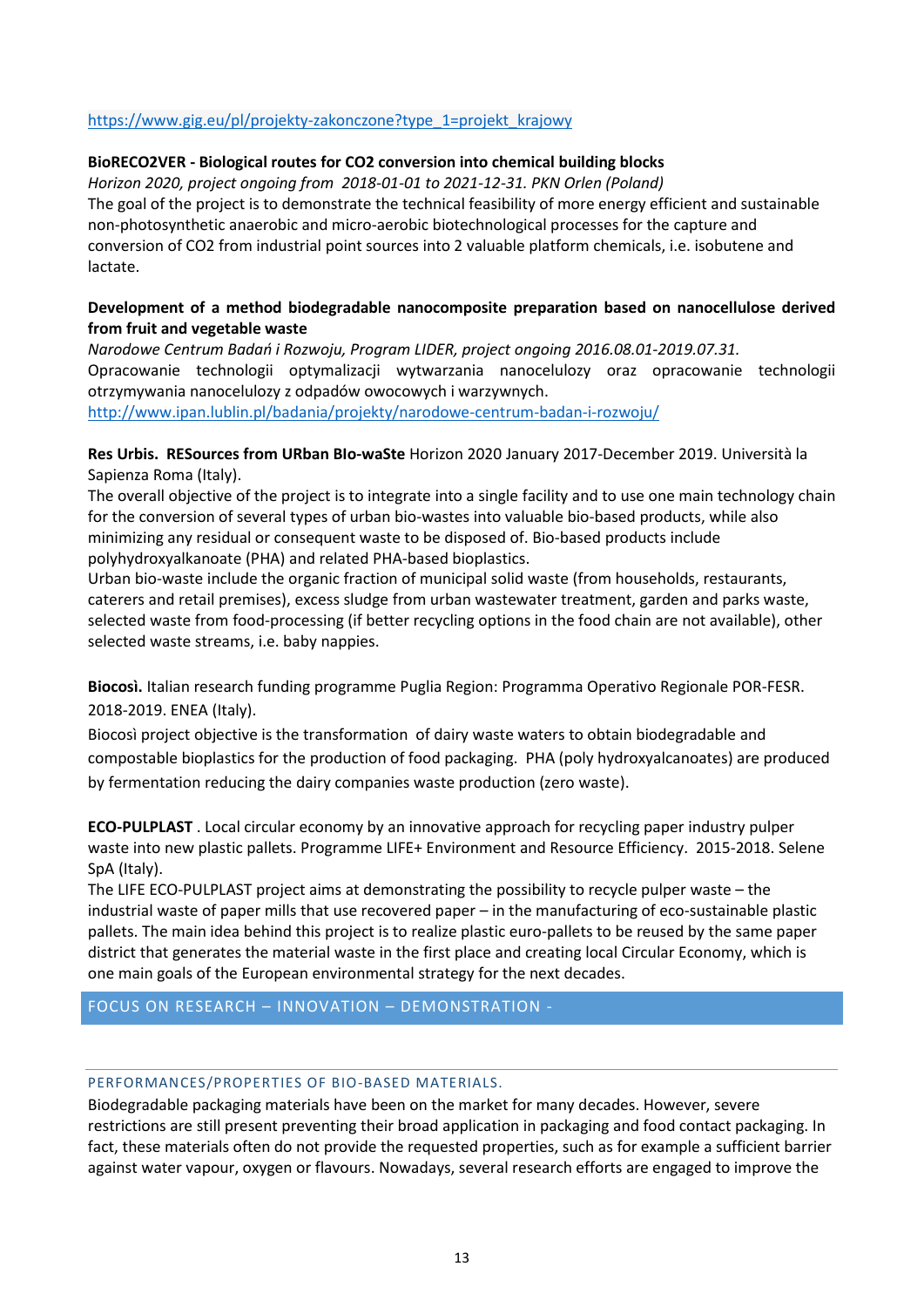https://www.gig.eu/pl/projekty-zakonczone?type_1=projekt_krajowy

**BioRECO2VER - Biological routes for CO2 conversion into chemical building blocks**

*Horizon 2020, project ongoing from 2018-01-01 to 2021-12-31. PKN Orlen (Poland)*

The goal of the project is to demonstrate the technical feasibility of more energy efficient and sustainable non-photosynthetic anaerobic and micro-aerobic biotechnological processes for the capture and conversion of $CO_2$ from industrial point sources into 2 valuable platform chemicals, i.e. isobutene and lactate.

**Development of a method biodegradable nanocomposite preparation based on nanocellulose derived from fruit and vegetable waste**

*Narodowe Centrum Badań i Rozwoju, Program LIDER, project ongoing 2016.08.01-2019.07.31.*

Opracowanie technologii optymalizacji wytwarzania nanocelulozy oraz opracowanie technologii otrzymywania nanocelulozy z odpadów owocowych i warzywnych.

http://www.ipan.lublin.pl/badania/projekty/narodowe-centrum-badan-i-rozwoju/

**Res Urbis. RESources from URban BIo-waSte** Horizon 2020 January 2017-December 2019. Università la Sapienza Roma (Italy).

The overall objective of the project is to integrate into a single facility and to use one main technology chain for the conversion of several types of urban bio-wastes into valuable bio-based products, while also minimizing any residual or consequent waste to be disposed of. Bio-based products include polyhydroxyalkanoate (PHA) and related PHA-based bioplastics.

Urban bio-waste include the organic fraction of municipal solid waste (from households, restaurants, caterers and retail premises), excess sludge from urban wastewater treatment, garden and parks waste, selected waste from food-processing (if better recycling options in the food chain are not available), other selected waste streams, i.e. baby nappies.

**Biocosì.** Italian research funding programme Puglia Region: Programma Operativo Regionale POR-FESR. 2018-2019. ENEA (Italy).

Biocosì project objective is the transformation of dairy waste waters to obtain biodegradable and compostable bioplastics for the production of food packaging. PHA (poly hydroxyalcanoates) are produced by fermentation reducing the dairy companies waste production (zero waste).

**ECO-PULPLAST** . Local circular economy by an innovative approach for recycling paper industry pulper waste into new plastic pallets. Programme LIFE+ Environment and Resource Efficiency. 2015-2018. Selene SpA (Italy).

The LIFE ECO-PULPLAST project aims at demonstrating the possibility to recycle pulper waste – the industrial waste of paper mills that use recovered paper – in the manufacturing of eco-sustainable plastic pallets. The main idea behind this project is to realize plastic euro-pallets to be reused by the same paper district that generates the material waste in the first place and creating local Circular Economy, which is one main goals of the European environmental strategy for the next decades.

## FOCUS ON RESEARCH – INNOVATION – DEMONSTRATION -

### PERFORMANCES/PROPERTIES OF BIO-BASED MATERIALS.

Biodegradable packaging materials have been on the market for many decades. However, severe restrictions are still present preventing their broad application in packaging and food contact packaging. In fact, these materials often do not provide the requested properties, such as for example a sufficient barrier against water vapour, oxygen or flavours. Nowadays, several research efforts are engaged to improve the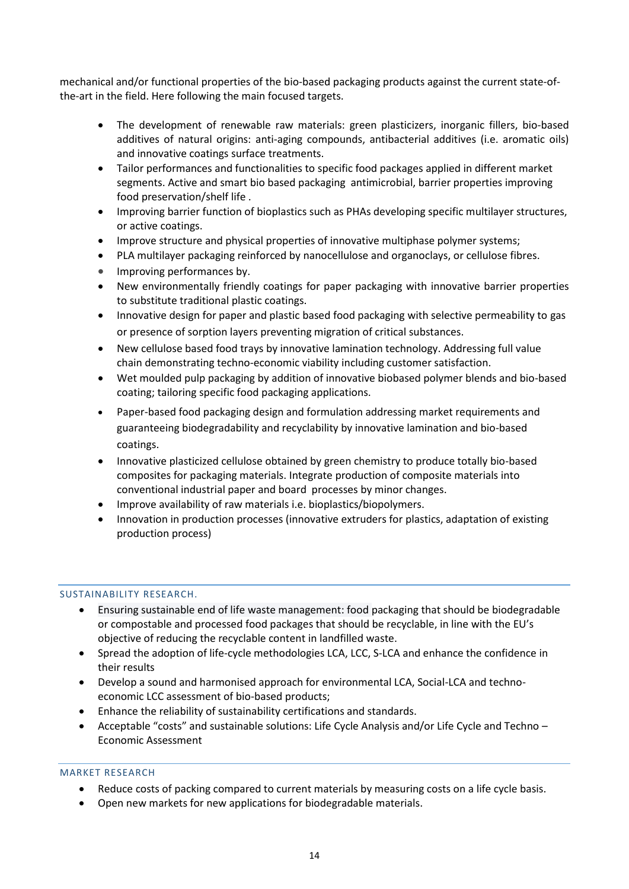mechanical and/or functional properties of the bio-based packaging products against the current state-of-the-art in the field. Here following the main focused targets.

- The development of renewable raw materials: green plasticizers, inorganic fillers, bio-based additives of natural origins: anti-aging compounds, antibacterial additives (i.e. aromatic oils) and innovative coatings surface treatments.
- Tailor performances and functionalities to specific food packages applied in different market segments. Active and smart bio based packaging antimicrobial, barrier properties improving food preservation/shelf life .
- Improving barrier function of bioplastics such as PHAs developing specific multilayer structures, or active coatings.
- Improve structure and physical properties of innovative multiphase polymer systems;
- PLA multilayer packaging reinforced by nanocellulose and organoclays, or cellulose fibres.
- Improving performances by.
- New environmentally friendly coatings for paper packaging with innovative barrier properties to substitute traditional plastic coatings.
- Innovative design for paper and plastic based food packaging with selective permeability to gas or presence of sorption layers preventing migration of critical substances.
- New cellulose based food trays by innovative lamination technology. Addressing full value chain demonstrating techno-economic viability including customer satisfaction.
- Wet moulded pulp packaging by addition of innovative biobased polymer blends and bio-based coating; tailoring specific food packaging applications.
- Paper-based food packaging design and formulation addressing market requirements and guaranteeing biodegradability and recyclability by innovative lamination and bio-based coatings.
- Innovative plasticized cellulose obtained by green chemistry to produce totally bio-based composites for packaging materials. Integrate production of composite materials into conventional industrial paper and board processes by minor changes.
- Improve availability of raw materials i.e. bioplastics/biopolymers.
- Innovation in production processes (innovative extruders for plastics, adaptation of existing production process)

### SUSTAINABILITY RESEARCH.

- Ensuring sustainable end of life waste management: food packaging that should be biodegradable or compostable and processed food packages that should be recyclable, in line with the EU's objective of reducing the recyclable content in landfilled waste.
- Spread the adoption of life-cycle methodologies LCA, LCC, S-LCA and enhance the confidence in their results
- Develop a sound and harmonised approach for environmental LCA, Social-LCA and techno-economic LCC assessment of bio-based products;
- Enhance the reliability of sustainability certifications and standards.
- Acceptable "costs" and sustainable solutions: Life Cycle Analysis and/or Life Cycle and Techno – Economic Assessment

### MARKET RESEARCH

- Reduce costs of packing compared to current materials by measuring costs on a life cycle basis.
- Open new markets for new applications for biodegradable materials.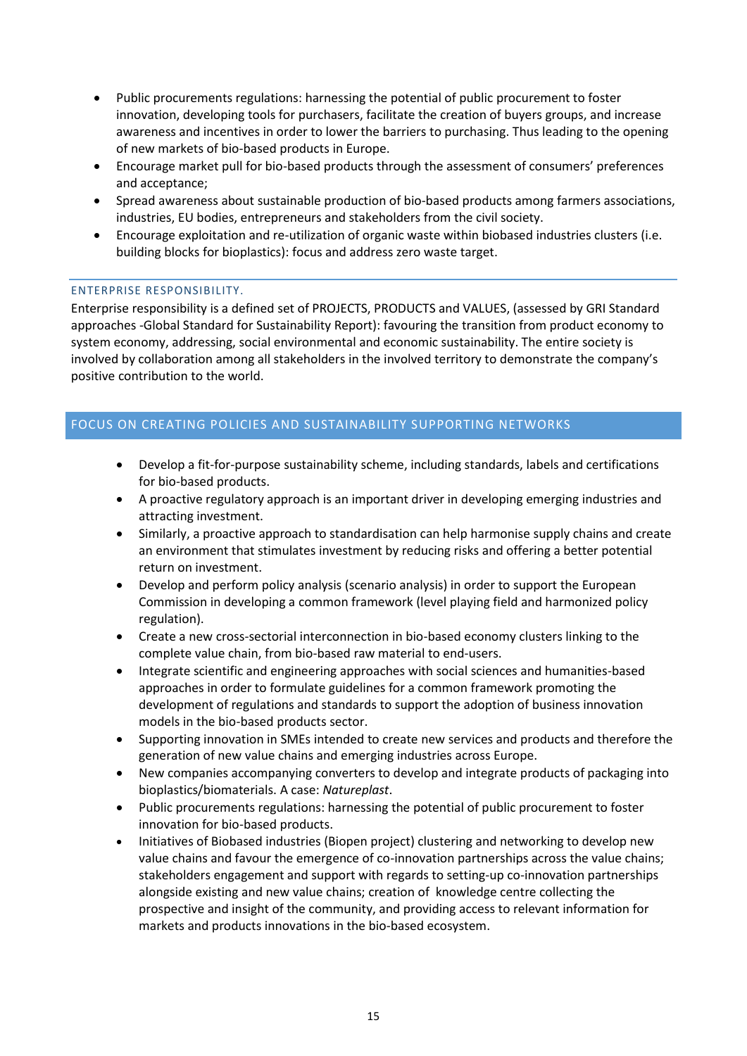- Public procurements regulations: harnessing the potential of public procurement to foster innovation, developing tools for purchasers, facilitate the creation of buyers groups, and increase awareness and incentives in order to lower the barriers to purchasing. Thus leading to the opening of new markets of bio-based products in Europe.
- Encourage market pull for bio-based products through the assessment of consumers' preferences and acceptance;
- Spread awareness about sustainable production of bio-based products among farmers associations, industries, EU bodies, entrepreneurs and stakeholders from the civil society.
- Encourage exploitation and re-utilization of organic waste within biobased industries clusters (i.e. building blocks for bioplastics): focus and address zero waste target.

### ENTERPRISE RESPONSIBILITY.

Enterprise responsibility is a defined set of PROJECTS, PRODUCTS and VALUES, (assessed by GRI Standard approaches -Global Standard for Sustainability Report): favouring the transition from product economy to system economy, addressing, social environmental and economic sustainability. The entire society is involved by collaboration among all stakeholders in the involved territory to demonstrate the company's positive contribution to the world.

## FOCUS ON CREATING POLICIES AND SUSTAINABILITY SUPPORTING NETWORKS

- Develop a fit-for-purpose sustainability scheme, including standards, labels and certifications for bio-based products.
- A proactive regulatory approach is an important driver in developing emerging industries and attracting investment.
- Similarly, a proactive approach to standardisation can help harmonise supply chains and create an environment that stimulates investment by reducing risks and offering a better potential return on investment.
- Develop and perform policy analysis (scenario analysis) in order to support the European Commission in developing a common framework (level playing field and harmonized policy regulation).
- Create a new cross-sectorial interconnection in bio-based economy clusters linking to the complete value chain, from bio-based raw material to end-users.
- Integrate scientific and engineering approaches with social sciences and humanities-based approaches in order to formulate guidelines for a common framework promoting the development of regulations and standards to support the adoption of business innovation models in the bio-based products sector.
- Supporting innovation in SMEs intended to create new services and products and therefore the generation of new value chains and emerging industries across Europe.
- New companies accompanying converters to develop and integrate products of packaging into bioplastics/biomaterials. A case: *Natureplast*.
- Public procurements regulations: harnessing the potential of public procurement to foster innovation for bio-based products.
- Initiatives of Biobased industries (Biopen project) clustering and networking to develop new value chains and favour the emergence of co-innovation partnerships across the value chains; stakeholders engagement and support with regards to setting-up co-innovation partnerships alongside existing and new value chains; creation of knowledge centre collecting the prospective and insight of the community, and providing access to relevant information for markets and products innovations in the bio-based ecosystem.